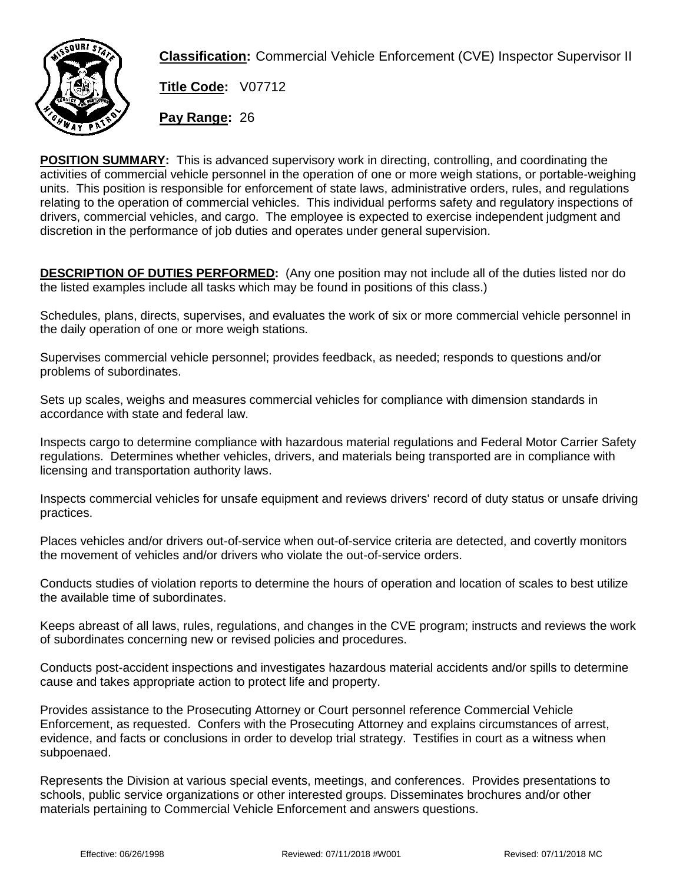**Classification:** Commercial Vehicle Enforcement (CVE) Inspector Supervisor II

**Title Code:** V07712

**Pay Range:** 26

**POSITION SUMMARY:** This is advanced supervisory work in directing, controlling, and coordinating the activities of commercial vehicle personnel in the operation of one or more weigh stations, or portable-weighing units. This position is responsible for enforcement of state laws, administrative orders, rules, and regulations relating to the operation of commercial vehicles. This individual performs safety and regulatory inspections of drivers, commercial vehicles, and cargo. The employee is expected to exercise independent judgment and discretion in the performance of job duties and operates under general supervision.

**DESCRIPTION OF DUTIES PERFORMED:** (Any one position may not include all of the duties listed nor do the listed examples include all tasks which may be found in positions of this class.)

Schedules, plans, directs, supervises, and evaluates the work of six or more commercial vehicle personnel in the daily operation of one or more weigh stations.

Supervises commercial vehicle personnel; provides feedback, as needed; responds to questions and/or problems of subordinates.

Sets up scales, weighs and measures commercial vehicles for compliance with dimension standards in accordance with state and federal law.

Inspects cargo to determine compliance with hazardous material regulations and Federal Motor Carrier Safety regulations. Determines whether vehicles, drivers, and materials being transported are in compliance with licensing and transportation authority laws.

Inspects commercial vehicles for unsafe equipment and reviews drivers' record of duty status or unsafe driving practices.

Places vehicles and/or drivers out-of-service when out-of-service criteria are detected, and covertly monitors the movement of vehicles and/or drivers who violate the out-of-service orders.

Conducts studies of violation reports to determine the hours of operation and location of scales to best utilize the available time of subordinates.

Keeps abreast of all laws, rules, regulations, and changes in the CVE program; instructs and reviews the work of subordinates concerning new or revised policies and procedures.

Conducts post-accident inspections and investigates hazardous material accidents and/or spills to determine cause and takes appropriate action to protect life and property.

Provides assistance to the Prosecuting Attorney or Court personnel reference Commercial Vehicle Enforcement, as requested. Confers with the Prosecuting Attorney and explains circumstances of arrest, evidence, and facts or conclusions in order to develop trial strategy. Testifies in court as a witness when subpoenaed.

Represents the Division at various special events, meetings, and conferences. Provides presentations to schools, public service organizations or other interested groups. Disseminates brochures and/or other materials pertaining to Commercial Vehicle Enforcement and answers questions.

Effective: 06/26/1998 Reviewed: 07/11/2018 #W001 Revised: 07/11/2018 MC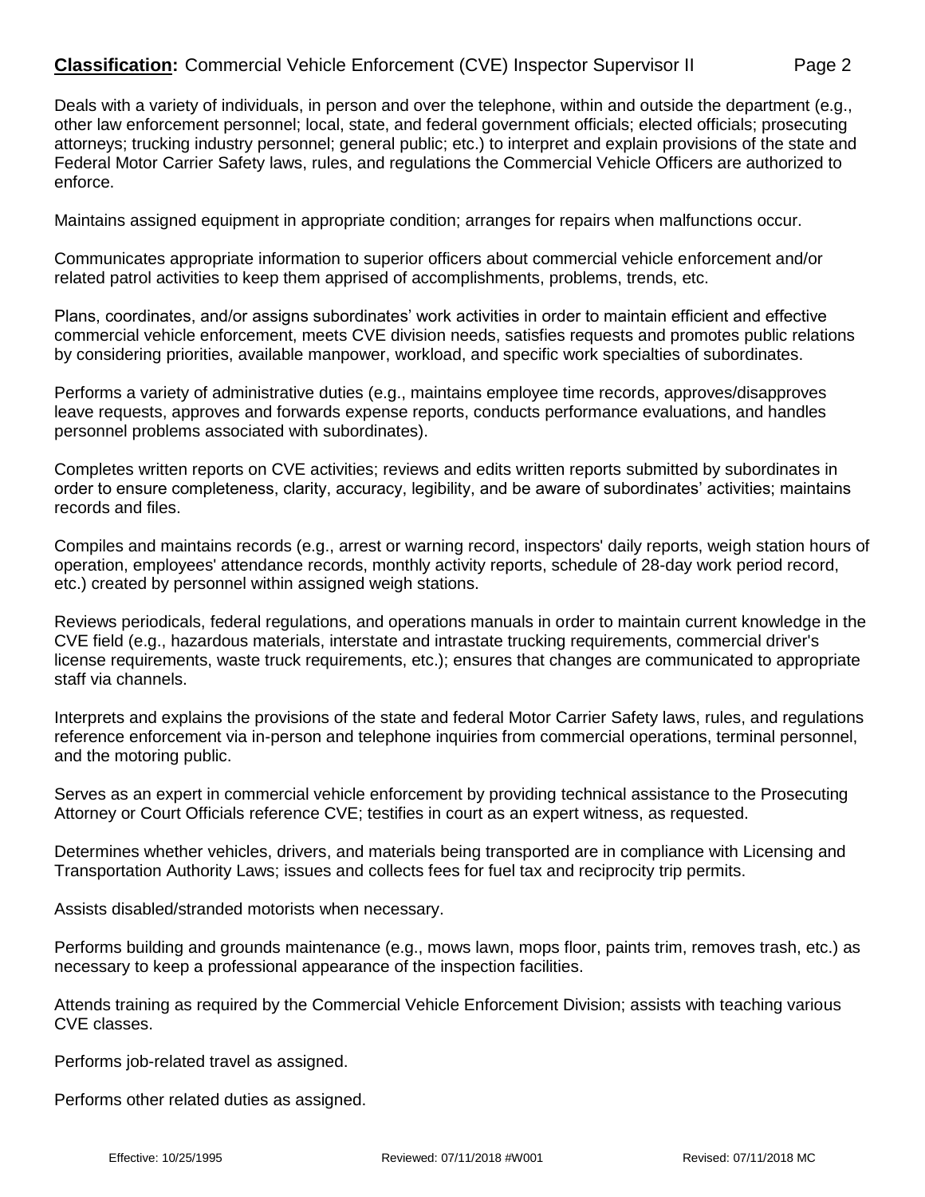Deals with a variety of individuals, in person and over the telephone, within and outside the department (e.g., other law enforcement personnel; local, state, and federal government officials; elected officials; prosecuting attorneys; trucking industry personnel; general public; etc.) to interpret and explain provisions of the state and Federal Motor Carrier Safety laws, rules, and regulations the Commercial Vehicle Officers are authorized to enforce.

Maintains assigned equipment in appropriate condition; arranges for repairs when malfunctions occur.

Communicates appropriate information to superior officers about commercial vehicle enforcement and/or related patrol activities to keep them apprised of accomplishments, problems, trends, etc.

Plans, coordinates, and/or assigns subordinates' work activities in order to maintain efficient and effective commercial vehicle enforcement, meets CVE division needs, satisfies requests and promotes public relations by considering priorities, available manpower, workload, and specific work specialties of subordinates.

Performs a variety of administrative duties (e.g., maintains employee time records, approves/disapproves leave requests, approves and forwards expense reports, conducts performance evaluations, and handles personnel problems associated with subordinates).

Completes written reports on CVE activities; reviews and edits written reports submitted by subordinates in order to ensure completeness, clarity, accuracy, legibility, and be aware of subordinates' activities; maintains records and files.

Compiles and maintains records (e.g., arrest or warning record, inspectors' daily reports, weigh station hours of operation, employees' attendance records, monthly activity reports, schedule of 28-day work period record, etc.) created by personnel within assigned weigh stations.

Reviews periodicals, federal regulations, and operations manuals in order to maintain current knowledge in the CVE field (e.g., hazardous materials, interstate and intrastate trucking requirements, commercial driver's license requirements, waste truck requirements, etc.); ensures that changes are communicated to appropriate staff via channels.

Interprets and explains the provisions of the state and federal Motor Carrier Safety laws, rules, and regulations reference enforcement via in-person and telephone inquiries from commercial operations, terminal personnel, and the motoring public.

Serves as an expert in commercial vehicle enforcement by providing technical assistance to the Prosecuting Attorney or Court Officials reference CVE; testifies in court as an expert witness, as requested.

Determines whether vehicles, drivers, and materials being transported are in compliance with Licensing and Transportation Authority Laws; issues and collects fees for fuel tax and reciprocity trip permits.

Assists disabled/stranded motorists when necessary.

Performs building and grounds maintenance (e.g., mows lawn, mops floor, paints trim, removes trash, etc.) as necessary to keep a professional appearance of the inspection facilities.

Attends training as required by the Commercial Vehicle Enforcement Division; assists with teaching various CVE classes.

Performs job-related travel as assigned.

Performs other related duties as assigned.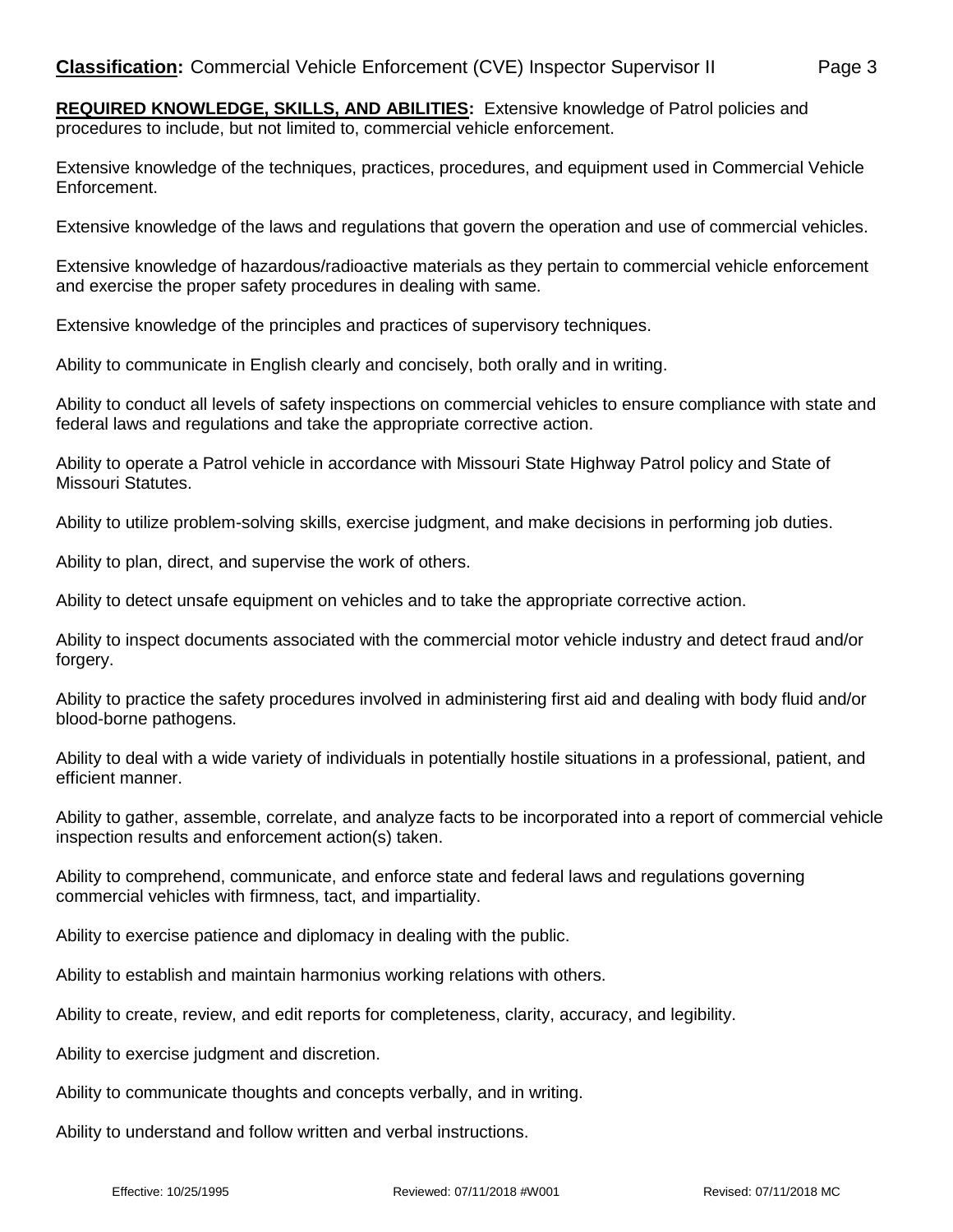**Classification:** Commercial Vehicle Enforcement (CVE) Inspector Supervisor II

**REQUIRED KNOWLEDGE, SKILLS, AND ABILITIES:** Extensive knowledge of Patrol policies and procedures to include, but not limited to, commercial vehicle enforcement.

Extensive knowledge of the techniques, practices, procedures, and equipment used in Commercial Vehicle Enforcement.

Extensive knowledge of the laws and regulations that govern the operation and use of commercial vehicles.

Extensive knowledge of hazardous/radioactive materials as they pertain to commercial vehicle enforcement and exercise the proper safety procedures in dealing with same.

Extensive knowledge of the principles and practices of supervisory techniques.

Ability to communicate in English clearly and concisely, both orally and in writing.

Ability to conduct all levels of safety inspections on commercial vehicles to ensure compliance with state and federal laws and regulations and take the appropriate corrective action.

Ability to operate a Patrol vehicle in accordance with Missouri State Highway Patrol policy and State of Missouri Statutes.

Ability to utilize problem-solving skills, exercise judgment, and make decisions in performing job duties.

Ability to plan, direct, and supervise the work of others.

Ability to detect unsafe equipment on vehicles and to take the appropriate corrective action.

Ability to inspect documents associated with the commercial motor vehicle industry and detect fraud and/or forgery.

Ability to practice the safety procedures involved in administering first aid and dealing with body fluid and/or blood-borne pathogens.

Ability to deal with a wide variety of individuals in potentially hostile situations in a professional, patient, and efficient manner.

Ability to gather, assemble, correlate, and analyze facts to be incorporated into a report of commercial vehicle inspection results and enforcement action(s) taken.

Ability to comprehend, communicate, and enforce state and federal laws and regulations governing commercial vehicles with firmness, tact, and impartiality.

Ability to exercise patience and diplomacy in dealing with the public.

Ability to establish and maintain harmonius working relations with others.

Ability to create, review, and edit reports for completeness, clarity, accuracy, and legibility.

Ability to exercise judgment and discretion.

Ability to communicate thoughts and concepts verbally, and in writing.

Ability to understand and follow written and verbal instructions.

Effective: 10/25/1995 Reviewed: 07/11/2018 #W001 Revised: 07/11/2018 MC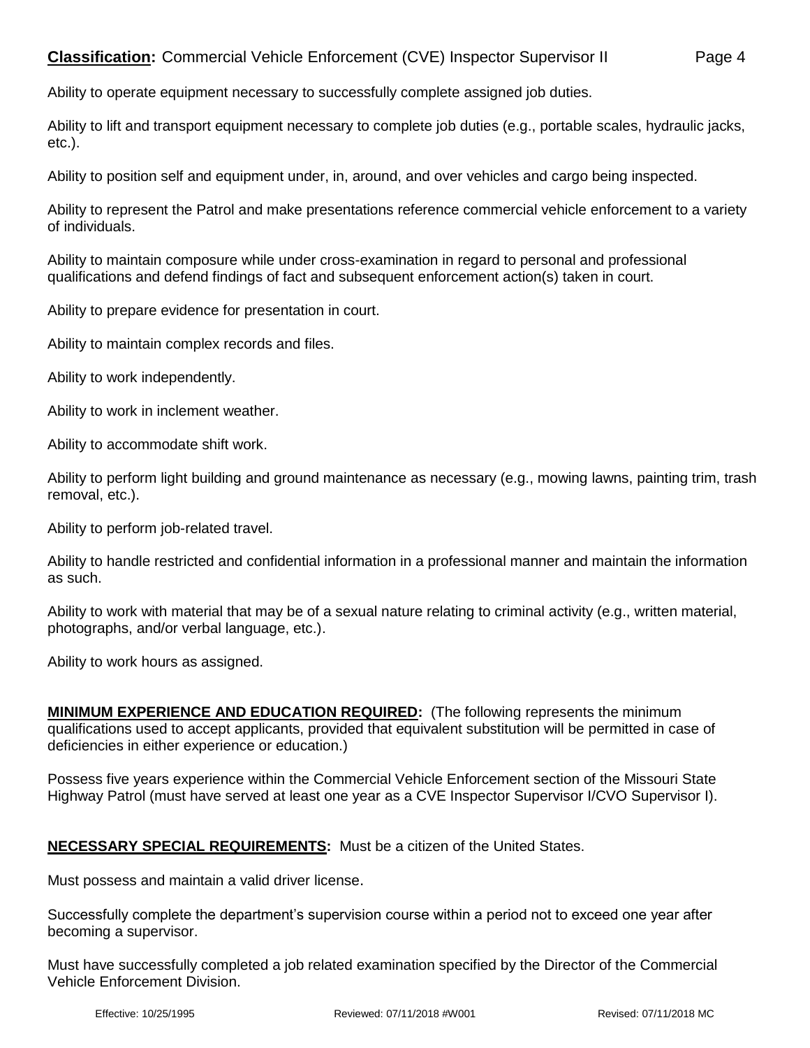Ability to operate equipment necessary to successfully complete assigned job duties.

Ability to lift and transport equipment necessary to complete job duties (e.g., portable scales, hydraulic jacks, etc.).

Ability to position self and equipment under, in, around, and over vehicles and cargo being inspected.

Ability to represent the Patrol and make presentations reference commercial vehicle enforcement to a variety of individuals.

Ability to maintain composure while under cross-examination in regard to personal and professional qualifications and defend findings of fact and subsequent enforcement action(s) taken in court.

Ability to prepare evidence for presentation in court.

Ability to maintain complex records and files.

Ability to work independently.

Ability to work in inclement weather.

Ability to accommodate shift work.

Ability to perform light building and ground maintenance as necessary (e.g., mowing lawns, painting trim, trash removal, etc.).

Ability to perform job-related travel.

Ability to handle restricted and confidential information in a professional manner and maintain the information as such.

Ability to work with material that may be of a sexual nature relating to criminal activity (e.g., written material, photographs, and/or verbal language, etc.).

Ability to work hours as assigned.

**MINIMUM EXPERIENCE AND EDUCATION REQUIRED:** (The following represents the minimum qualifications used to accept applicants, provided that equivalent substitution will be permitted in case of deficiencies in either experience or education.)

Possess five years experience within the Commercial Vehicle Enforcement section of the Missouri State Highway Patrol (must have served at least one year as a CVE Inspector Supervisor I/CVO Supervisor I).

**NECESSARY SPECIAL REQUIREMENTS:** Must be a citizen of the United States.

Must possess and maintain a valid driver license.

Successfully complete the department's supervision course within a period not to exceed one year after becoming a supervisor.

Must have successfully completed a job related examination specified by the Director of the Commercial Vehicle Enforcement Division.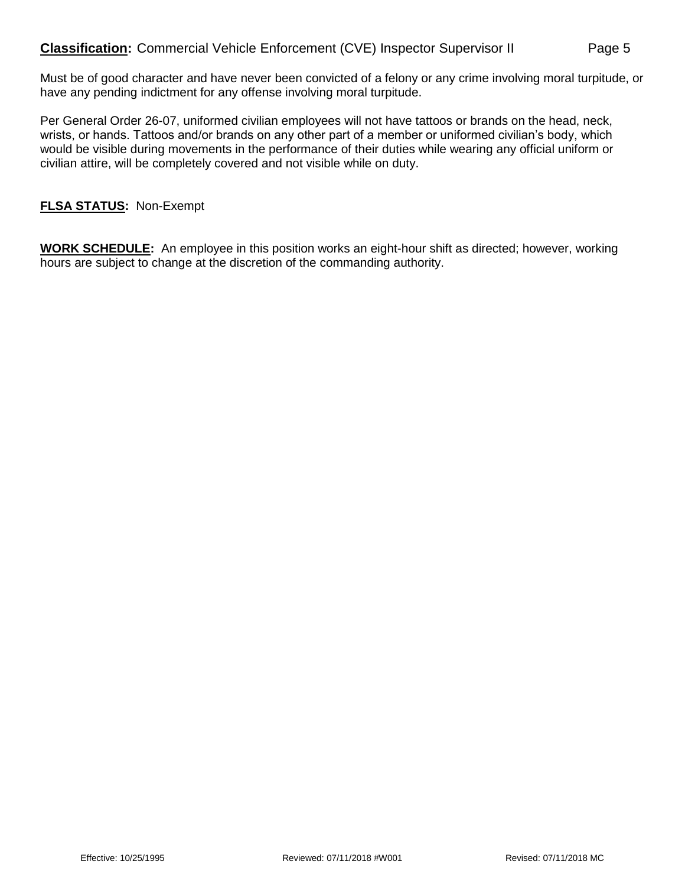Must be of good character and have never been convicted of a felony or any crime involving moral turpitude, or have any pending indictment for any offense involving moral turpitude.

Per General Order 26-07, uniformed civilian employees will not have tattoos or brands on the head, neck, wrists, or hands. Tattoos and/or brands on any other part of a member or uniformed civilian's body, which would be visible during movements in the performance of their duties while wearing any official uniform or civilian attire, will be completely covered and not visible while on duty.

**FLSA STATUS:** Non-Exempt

**WORK SCHEDULE:** An employee in this position works an eight-hour shift as directed; however, working hours are subject to change at the discretion of the commanding authority.